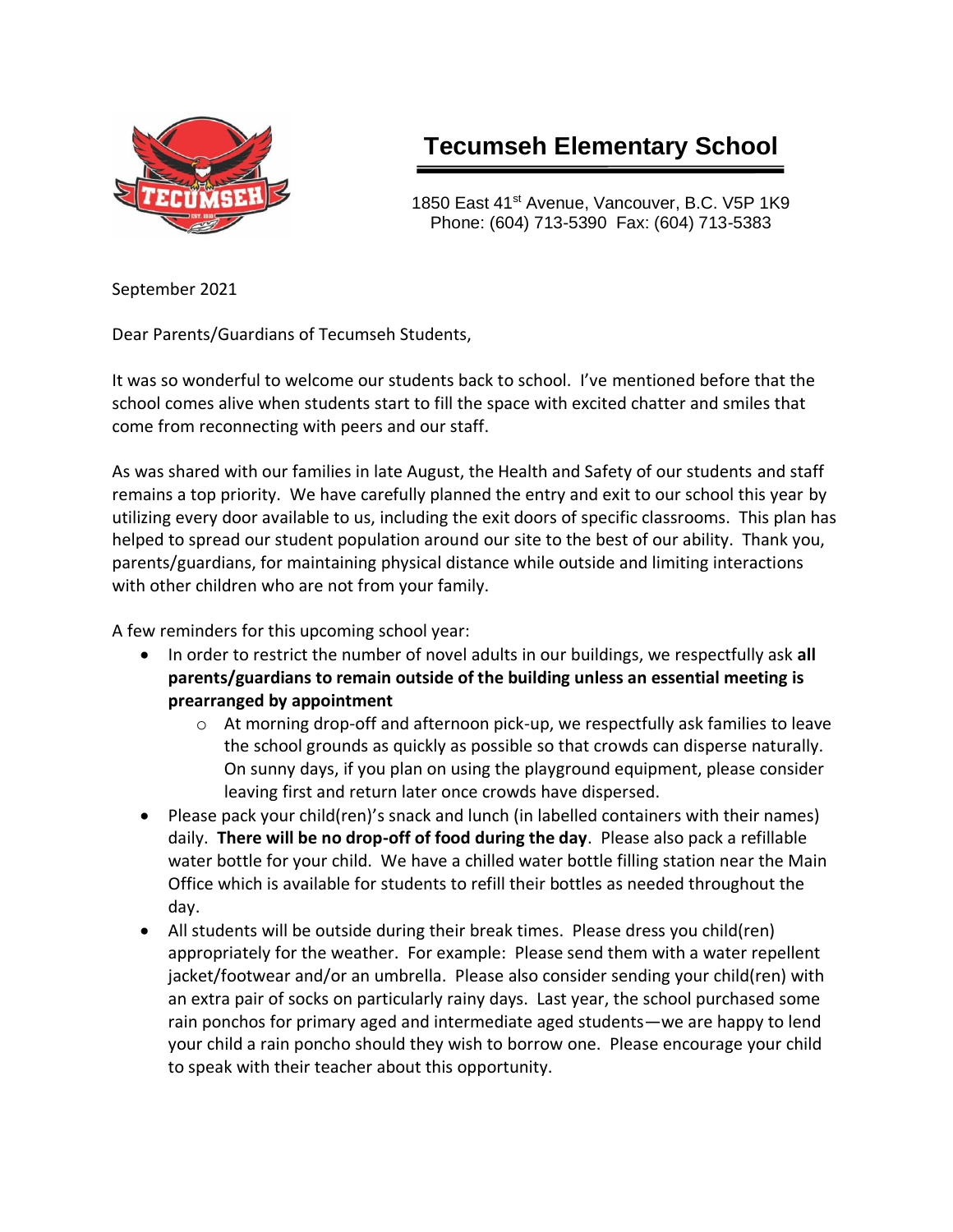# Tecumseh Elementary School

1850 East 41st Avenue, Vancouver, B.C. V5P 1K9
Phone: (604) 713-5390 Fax: (604) 713-5383

September 2021

Dear Parents/Guardians of Tecumseh Students,

It was so wonderful to welcome our students back to school. I've mentioned before that the school comes alive when students start to fill the space with excited chatter and smiles that come from reconnecting with peers and our staff.

As was shared with our families in late August, the Health and Safety of our students and staff remains a top priority. We have carefully planned the entry and exit to our school this year by utilizing every door available to us, including the exit doors of specific classrooms. This plan has helped to spread our student population around our site to the best of our ability. Thank you, parents/guardians, for maintaining physical distance while outside and limiting interactions with other children who are not from your family.

A few reminders for this upcoming school year:

- In order to restrict the number of novel adults in our buildings, we respectfully ask **all parents/guardians to remain outside of the building unless an essential meeting is prearranged by appointment**
  - At morning drop-off and afternoon pick-up, we respectfully ask families to leave the school grounds as quickly as possible so that crowds can disperse naturally. On sunny days, if you plan on using the playground equipment, please consider leaving first and return later once crowds have dispersed.
- Please pack your child(ren)'s snack and lunch (in labelled containers with their names) daily. **There will be no drop-off of food during the day**. Please also pack a refillable water bottle for your child. We have a chilled water bottle filling station near the Main Office which is available for students to refill their bottles as needed throughout the day.
- All students will be outside during their break times. Please dress you child(ren) appropriately for the weather. For example: Please send them with a water repellent jacket/footwear and/or an umbrella. Please also consider sending your child(ren) with an extra pair of socks on particularly rainy days. Last year, the school purchased some rain ponchos for primary aged and intermediate aged students—we are happy to lend your child a rain poncho should they wish to borrow one. Please encourage your child to speak with their teacher about this opportunity.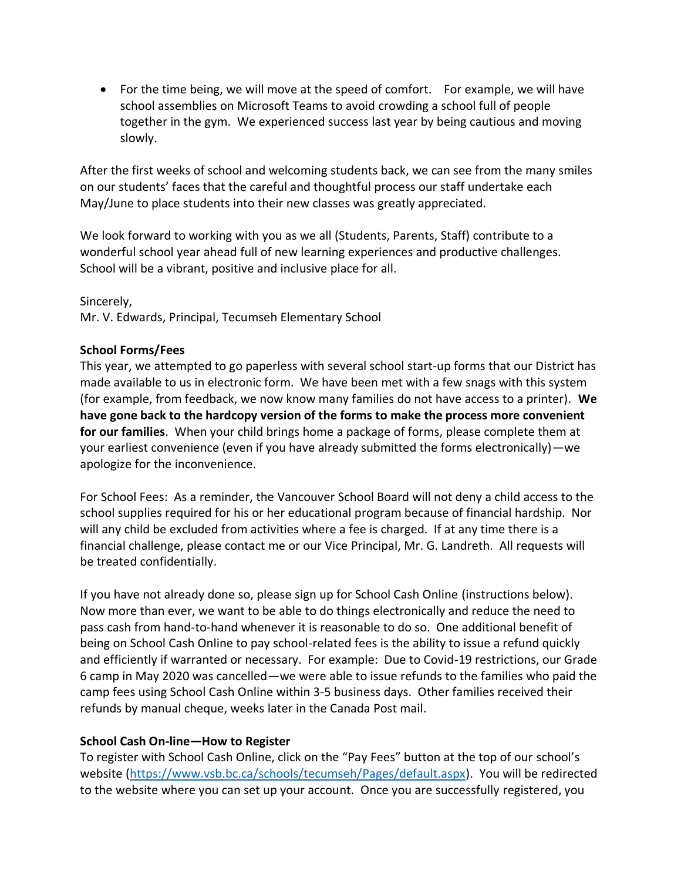- For the time being, we will move at the speed of comfort. For example, we will have school assemblies on Microsoft Teams to avoid crowding a school full of people together in the gym. We experienced success last year by being cautious and moving slowly.

After the first weeks of school and welcoming students back, we can see from the many smiles on our students' faces that the careful and thoughtful process our staff undertake each May/June to place students into their new classes was greatly appreciated.

We look forward to working with you as we all (Students, Parents, Staff) contribute to a wonderful school year ahead full of new learning experiences and productive challenges. School will be a vibrant, positive and inclusive place for all.

Sincerely,
Mr. V. Edwards, Principal, Tecumseh Elementary School

**School Forms/Fees**

This year, we attempted to go paperless with several school start-up forms that our District has made available to us in electronic form. We have been met with a few snags with this system (for example, from feedback, we now know many families do not have access to a printer). **We have gone back to the hardcopy version of the forms to make the process more convenient for our families**. When your child brings home a package of forms, please complete them at your earliest convenience (even if you have already submitted the forms electronically)—we apologize for the inconvenience.

For School Fees: As a reminder, the Vancouver School Board will not deny a child access to the school supplies required for his or her educational program because of financial hardship. Nor will any child be excluded from activities where a fee is charged. If at any time there is a financial challenge, please contact me or our Vice Principal, Mr. G. Landreth. All requests will be treated confidentially.

If you have not already done so, please sign up for School Cash Online (instructions below). Now more than ever, we want to be able to do things electronically and reduce the need to pass cash from hand-to-hand whenever it is reasonable to do so. One additional benefit of being on School Cash Online to pay school-related fees is the ability to issue a refund quickly and efficiently if warranted or necessary. For example: Due to Covid-19 restrictions, our Grade 6 camp in May 2020 was cancelled—we were able to issue refunds to the families who paid the camp fees using School Cash Online within 3-5 business days. Other families received their refunds by manual cheque, weeks later in the Canada Post mail.

**School Cash On-line—How to Register**

To register with School Cash Online, click on the "Pay Fees" button at the top of our school's website (https://www.vsb.bc.ca/schools/tecumseh/Pages/default.aspx). You will be redirected to the website where you can set up your account. Once you are successfully registered, you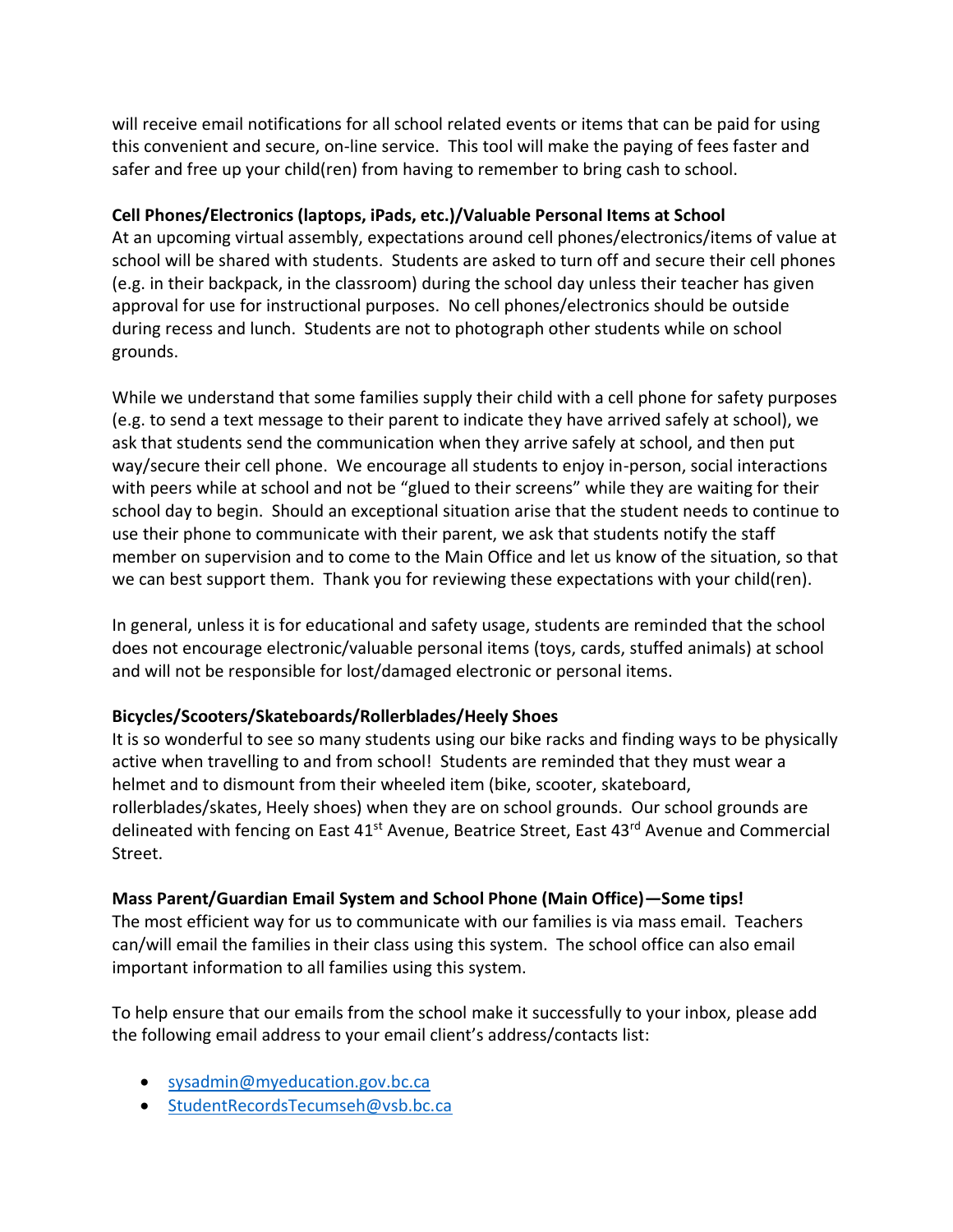will receive email notifications for all school related events or items that can be paid for using this convenient and secure, on-line service. This tool will make the paying of fees faster and safer and free up your child(ren) from having to remember to bring cash to school.

**Cell Phones/Electronics (laptops, iPads, etc.)/Valuable Personal Items at School**

At an upcoming virtual assembly, expectations around cell phones/electronics/items of value at school will be shared with students. Students are asked to turn off and secure their cell phones (e.g. in their backpack, in the classroom) during the school day unless their teacher has given approval for use for instructional purposes. No cell phones/electronics should be outside during recess and lunch. Students are not to photograph other students while on school grounds.

While we understand that some families supply their child with a cell phone for safety purposes (e.g. to send a text message to their parent to indicate they have arrived safely at school), we ask that students send the communication when they arrive safely at school, and then put way/secure their cell phone. We encourage all students to enjoy in-person, social interactions with peers while at school and not be "glued to their screens" while they are waiting for their school day to begin. Should an exceptional situation arise that the student needs to continue to use their phone to communicate with their parent, we ask that students notify the staff member on supervision and to come to the Main Office and let us know of the situation, so that we can best support them. Thank you for reviewing these expectations with your child(ren).

In general, unless it is for educational and safety usage, students are reminded that the school does not encourage electronic/valuable personal items (toys, cards, stuffed animals) at school and will not be responsible for lost/damaged electronic or personal items.

**Bicycles/Scooters/Skateboards/Rollerblades/Heely Shoes**

It is so wonderful to see so many students using our bike racks and finding ways to be physically active when travelling to and from school! Students are reminded that they must wear a helmet and to dismount from their wheeled item (bike, scooter, skateboard, rollerblades/skates, Heely shoes) when they are on school grounds. Our school grounds are delineated with fencing on East 41st Avenue, Beatrice Street, East 43rd Avenue and Commercial Street.

**Mass Parent/Guardian Email System and School Phone (Main Office)—Some tips!**

The most efficient way for us to communicate with our families is via mass email. Teachers can/will email the families in their class using this system. The school office can also email important information to all families using this system.

To help ensure that our emails from the school make it successfully to your inbox, please add the following email address to your email client's address/contacts list:

- sysadmin@myeducation.gov.bc.ca
- StudentRecordsTecumseh@vsb.bc.ca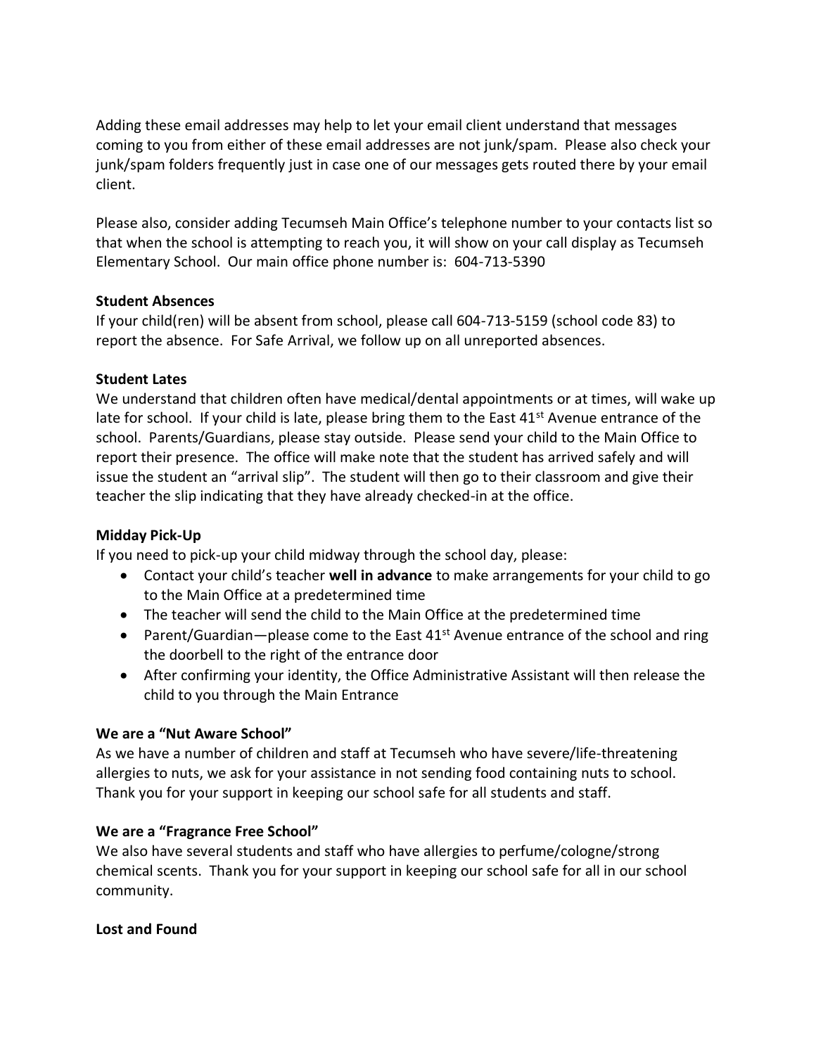Adding these email addresses may help to let your email client understand that messages coming to you from either of these email addresses are not junk/spam. Please also check your junk/spam folders frequently just in case one of our messages gets routed there by your email client.

Please also, consider adding Tecumseh Main Office's telephone number to your contacts list so that when the school is attempting to reach you, it will show on your call display as Tecumseh Elementary School. Our main office phone number is: 604-713-5390

**Student Absences**

If your child(ren) will be absent from school, please call 604-713-5159 (school code 83) to report the absence. For Safe Arrival, we follow up on all unreported absences.

**Student Lates**

We understand that children often have medical/dental appointments or at times, will wake up late for school. If your child is late, please bring them to the East 41st Avenue entrance of the school. Parents/Guardians, please stay outside. Please send your child to the Main Office to report their presence. The office will make note that the student has arrived safely and will issue the student an "arrival slip". The student will then go to their classroom and give their teacher the slip indicating that they have already checked-in at the office.

**Midday Pick-Up**

If you need to pick-up your child midway through the school day, please:

- Contact your child's teacher **well in advance** to make arrangements for your child to go to the Main Office at a predetermined time
- The teacher will send the child to the Main Office at the predetermined time
- Parent/Guardian—please come to the East 41st Avenue entrance of the school and ring the doorbell to the right of the entrance door
- After confirming your identity, the Office Administrative Assistant will then release the child to you through the Main Entrance

**We are a "Nut Aware School"**

As we have a number of children and staff at Tecumseh who have severe/life-threatening allergies to nuts, we ask for your assistance in not sending food containing nuts to school. Thank you for your support in keeping our school safe for all students and staff.

**We are a "Fragrance Free School"**

We also have several students and staff who have allergies to perfume/cologne/strong chemical scents. Thank you for your support in keeping our school safe for all in our school community.

**Lost and Found**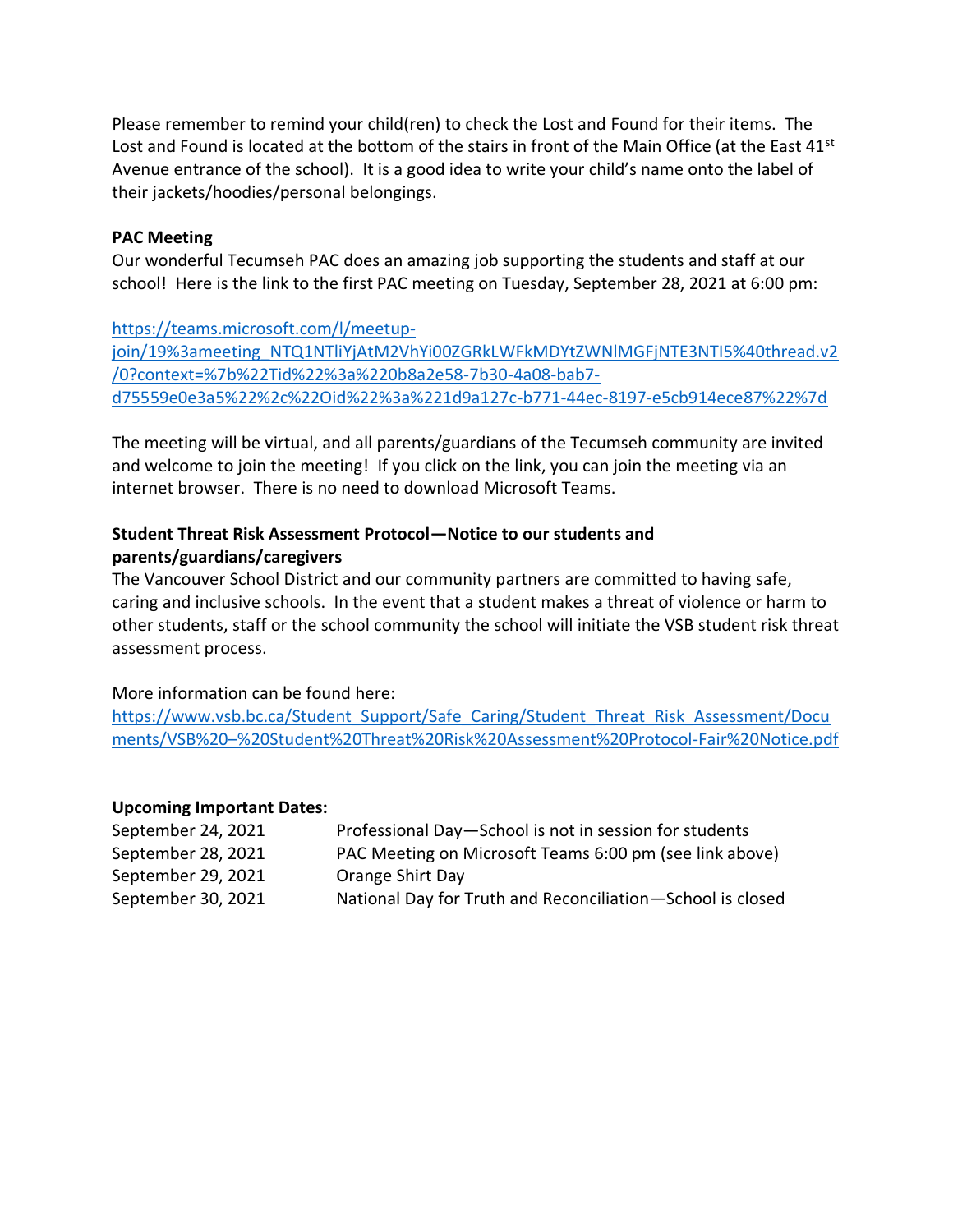Please remember to remind your child(ren) to check the Lost and Found for their items. The Lost and Found is located at the bottom of the stairs in front of the Main Office (at the East 41st Avenue entrance of the school). It is a good idea to write your child's name onto the label of their jackets/hoodies/personal belongings.

**PAC Meeting**

Our wonderful Tecumseh PAC does an amazing job supporting the students and staff at our school! Here is the link to the first PAC meeting on Tuesday, September 28, 2021 at 6:00 pm:

https://teams.microsoft.com/l/meetup-join/19%3ameeting_NTQ1NTliYjAtM2VhYi00ZGRkLWFkMDYtZWNlMGFjNTE3NTI5%40thread.v2/0?context=%7b%22Tid%22%3a%220b8a2e58-7b30-4a08-bab7-d75559e0e3a5%22%2c%22Oid%22%3a%221d9a127c-b771-44ec-8197-e5cb914ece87%22%7d

The meeting will be virtual, and all parents/guardians of the Tecumseh community are invited and welcome to join the meeting! If you click on the link, you can join the meeting via an internet browser. There is no need to download Microsoft Teams.

**Student Threat Risk Assessment Protocol—Notice to our students and parents/guardians/caregivers**

The Vancouver School District and our community partners are committed to having safe, caring and inclusive schools. In the event that a student makes a threat of violence or harm to other students, staff or the school community the school will initiate the VSB student risk threat assessment process.

More information can be found here:
https://www.vsb.bc.ca/Student_Support/Safe_Caring/Student_Threat_Risk_Assessment/Documents/VSB%20–%20Student%20Threat%20Risk%20Assessment%20Protocol-Fair%20Notice.pdf

**Upcoming Important Dates:**

| | |
|---|---|
| September 24, 2021 | Professional Day—School is not in session for students |
| September 28, 2021 | PAC Meeting on Microsoft Teams 6:00 pm (see link above) |
| September 29, 2021 | Orange Shirt Day |
| September 30, 2021 | National Day for Truth and Reconciliation—School is closed |